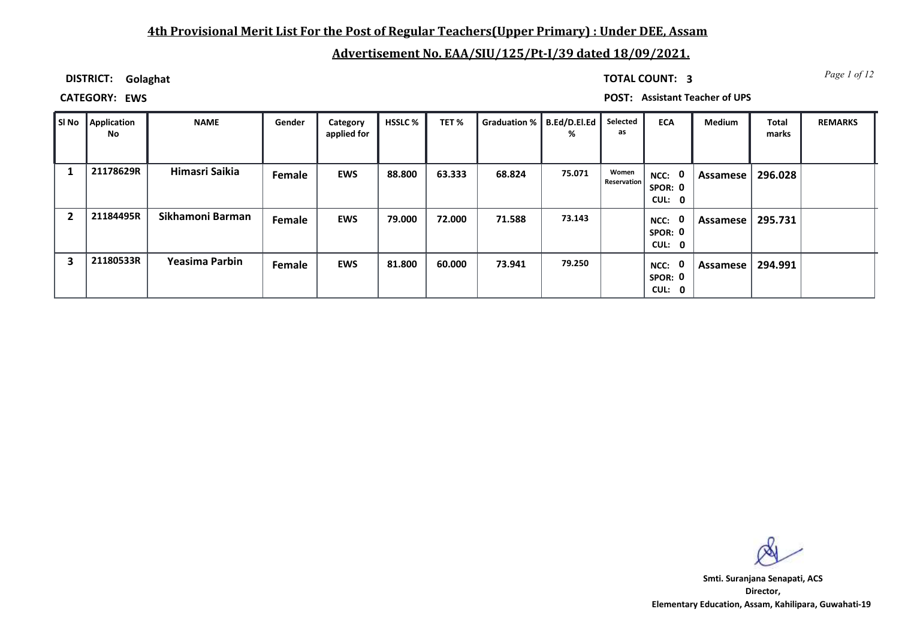## 4th Provisional Merit List For the Post of Regular Teachers(Upper Primary) : Under DEE, Assam

## Advertisement No. EAA/SIU/125/Pt-I/39 dated 18/09/2021.

**DISTRICT:** Golaghat

**TOTAL COUNT:** 3

**CATEGORY:** EWS

**POST:** Assistant Teacher of UPS

| Sl No | Application No | NAME | Gender | Category applied for | HSSLC % | TET % | Graduation % | B.Ed/D.El.Ed % | Selected as | ECA | Medium | Total marks | REMARKS |
|---|---|---|---|---|---|---|---|---|---|---|---|---|---|
| 1 | 21178629R | Himasri Saikia | Female | EWS | 88.800 | 63.333 | 68.824 | 75.071 | Women Reservation | NCC: 0 SPOR: 0 CUL: 0 | Assamese | 296.028 | |
| 2 | 21184495R | Sikhamoni Barman | Female | EWS | 79.000 | 72.000 | 71.588 | 73.143 | | NCC: 0 SPOR: 0 CUL: 0 | Assamese | 295.731 | |
| 3 | 21180533R | Yeasima Parbin | Female | EWS | 81.800 | 60.000 | 73.941 | 79.250 | | NCC: 0 SPOR: 0 CUL: 0 | Assamese | 294.991 | |

**Smt. Suranjana Senapati, ACS**
**Director,**
**Elementary Education, Assam, Kahilipara, Guwahati-19**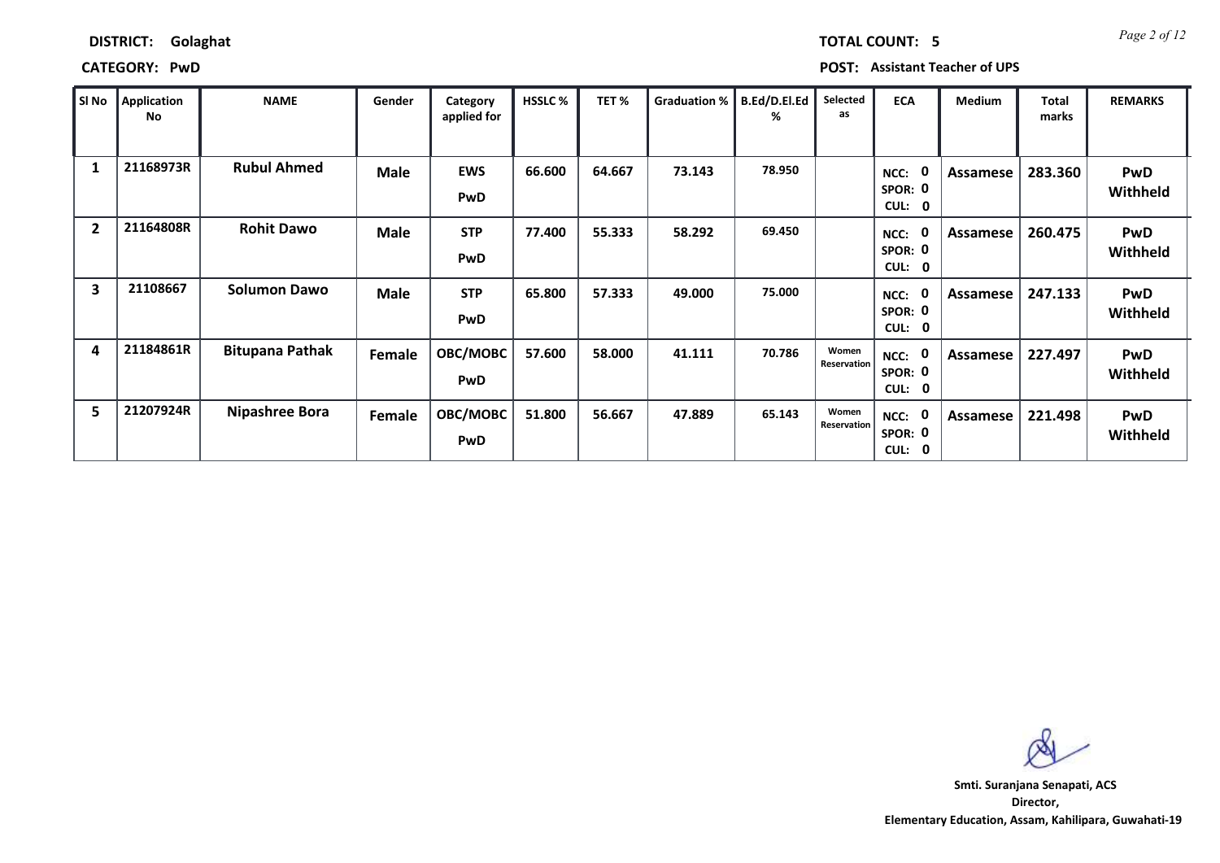**DISTRICT:** Golaghat

**TOTAL COUNT:** 5

**CATEGORY:** PwD

**POST:** Assistant Teacher of UPS

| Sl No | Application No | NAME | Gender | Category applied for | HSSLC % | TET % | Graduation % | B.Ed/D.El.Ed % | Selected as | ECA | Medium | Total marks | REMARKS |
|---|---|---|---|---|---|---|---|---|---|---|---|---|---|
| 1 | 21168973R | Rubul Ahmed | Male | EWS PwD | 66.600 | 64.667 | 73.143 | 78.950 | | NCC: 0 SPOR: 0 CUL: 0 | Assamese | 283.360 | PwD Withheld |
| 2 | 21164808R | Rohit Dawo | Male | STP PwD | 77.400 | 55.333 | 58.292 | 69.450 | | NCC: 0 SPOR: 0 CUL: 0 | Assamese | 260.475 | PwD Withheld |
| 3 | 21108667 | Solumon Dawo | Male | STP PwD | 65.800 | 57.333 | 49.000 | 75.000 | | NCC: 0 SPOR: 0 CUL: 0 | Assamese | 247.133 | PwD Withheld |
| 4 | 21184861R | Bitupana Pathak | Female | OBC/MOBC PwD | 57.600 | 58.000 | 41.111 | 70.786 | Women Reservation | NCC: 0 SPOR: 0 CUL: 0 | Assamese | 227.497 | PwD Withheld |
| 5 | 21207924R | Nipashree Bora | Female | OBC/MOBC PwD | 51.800 | 56.667 | 47.889 | 65.143 | Women Reservation | NCC: 0 SPOR: 0 CUL: 0 | Assamese | 221.498 | PwD Withheld |

**Smti. Suranjana Senapati, ACS**
**Director,**
**Elementary Education, Assam, Kahilipara, Guwahati-19**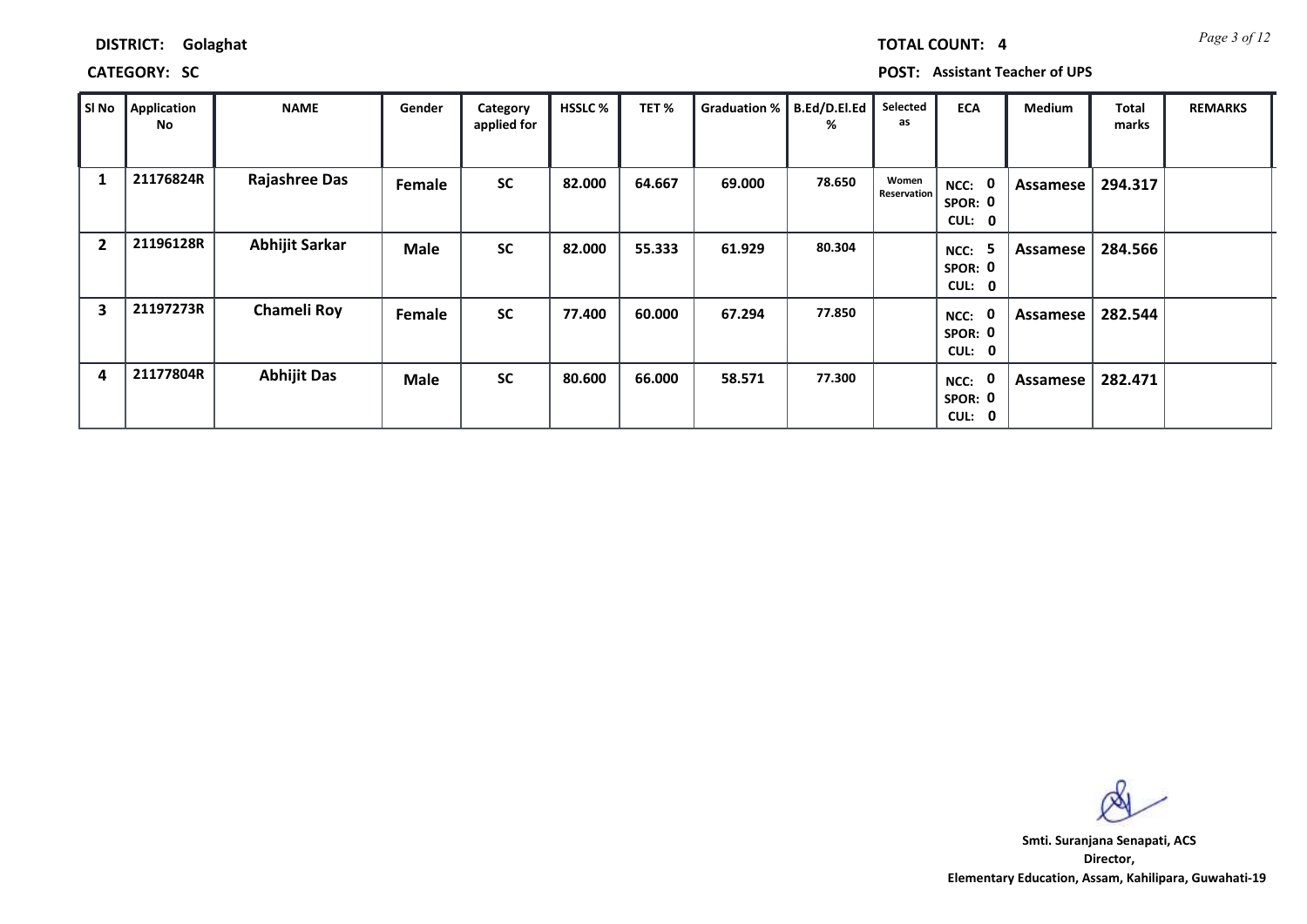**DISTRICT:** Golaghat

**TOTAL COUNT:** 4

**CATEGORY:** SC

**POST:** Assistant Teacher of UPS

| Sl No | Application No | NAME | Gender | Category applied for | HSSLC % | TET % | Graduation % | B.Ed/D.El.Ed % | Selected as | ECA | Medium | Total marks | REMARKS |
|---|---|---|---|---|---|---|---|---|---|---|---|---|---|
| 1 | 21176824R | Rajashree Das | Female | SC | 82.000 | 64.667 | 69.000 | 78.650 | Women Reservation | NCC: 0 SPOR: 0 CUL: 0 | Assamese | 294.317 | |
| 2 | 21196128R | Abhijit Sarkar | Male | SC | 82.000 | 55.333 | 61.929 | 80.304 | | NCC: 5 SPOR: 0 CUL: 0 | Assamese | 284.566 | |
| 3 | 21197273R | Chameli Roy | Female | SC | 77.400 | 60.000 | 67.294 | 77.850 | | NCC: 0 SPOR: 0 CUL: 0 | Assamese | 282.544 | |
| 4 | 21177804R | Abhijit Das | Male | SC | 80.600 | 66.000 | 58.571 | 77.300 | | NCC: 0 SPOR: 0 CUL: 0 | Assamese | 282.471 | |

**Smti. Suranjana Senapati, ACS**
**Director,**
**Elementary Education, Assam, Kahilipara, Guwahati-19**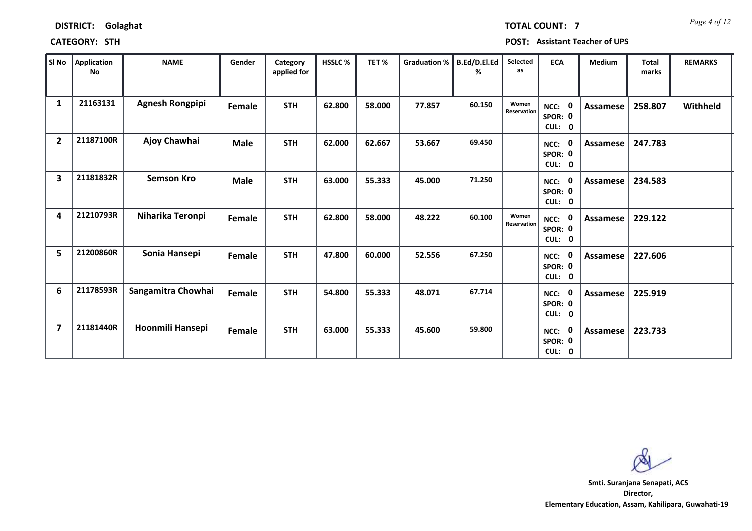**DISTRICT: Golaghat** **TOTAL COUNT: 7**

**CATEGORY: STH** **POST: Assistant Teacher of UPS**

| Sl No | Application No | NAME | Gender | Category applied for | HSSLC % | TET % | Graduation % | B.Ed/D.El.Ed % | Selected as | ECA | Medium | Total marks | REMARKS |
|---|---|---|---|---|---|---|---|---|---|---|---|---|---|
| 1 | 21163131 | Agnesh Rongpipi | Female | STH | 62.800 | 58.000 | 77.857 | 60.150 | Women Reservation | NCC: 0 SPOR: 0 CUL: 0 | Assamese | 258.807 | Withheld |
| 2 | 21187100R | Ajoy Chawhai | Male | STH | 62.000 | 62.667 | 53.667 | 69.450 | | NCC: 0 SPOR: 0 CUL: 0 | Assamese | 247.783 | |
| 3 | 21181832R | Semson Kro | Male | STH | 63.000 | 55.333 | 45.000 | 71.250 | | NCC: 0 SPOR: 0 CUL: 0 | Assamese | 234.583 | |
| 4 | 21210793R | Niharika Teronpi | Female | STH | 62.800 | 58.000 | 48.222 | 60.100 | Women Reservation | NCC: 0 SPOR: 0 CUL: 0 | Assamese | 229.122 | |
| 5 | 21200860R | Sonia Hansepi | Female | STH | 47.800 | 60.000 | 52.556 | 67.250 | | NCC: 0 SPOR: 0 CUL: 0 | Assamese | 227.606 | |
| 6 | 21178593R | Sangamitra Chowhai | Female | STH | 54.800 | 55.333 | 48.071 | 67.714 | | NCC: 0 SPOR: 0 CUL: 0 | Assamese | 225.919 | |
| 7 | 21181440R | Hoonmili Hansepi | Female | STH | 63.000 | 55.333 | 45.600 | 59.800 | | NCC: 0 SPOR: 0 CUL: 0 | Assamese | 223.733 | |

**Smt. Suranjana Senapati, ACS**
**Director,**
**Elementary Education, Assam, Kahilipara, Guwahati-19**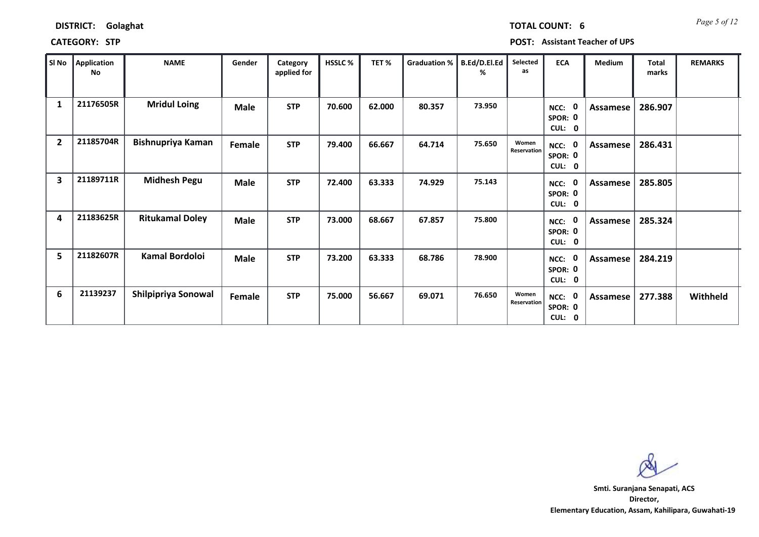**DISTRICT:** Golaghat

**TOTAL COUNT:** 6

**CATEGORY:** STP

**POST:** Assistant Teacher of UPS

| Sl No | Application No | NAME | Gender | Category applied for | HSSLC % | TET % | Graduation % | B.Ed/D.El.Ed % | Selected as | ECA | Medium | Total marks | REMARKS |
|---|---|---|---|---|---|---|---|---|---|---|---|---|---|
| 1 | 21176505R | Mridul Loing | Male | STP | 70.600 | 62.000 | 80.357 | 73.950 | | NCC: 0 SPOR: 0 CUL: 0 | Assamese | 286.907 | |
| 2 | 21185704R | Bishnupriya Kaman | Female | STP | 79.400 | 66.667 | 64.714 | 75.650 | Women Reservation | NCC: 0 SPOR: 0 CUL: 0 | Assamese | 286.431 | |
| 3 | 21189711R | Midhesh Pegu | Male | STP | 72.400 | 63.333 | 74.929 | 75.143 | | NCC: 0 SPOR: 0 CUL: 0 | Assamese | 285.805 | |
| 4 | 21183625R | Ritukamal Doley | Male | STP | 73.000 | 68.667 | 67.857 | 75.800 | | NCC: 0 SPOR: 0 CUL: 0 | Assamese | 285.324 | |
| 5 | 21182607R | Kamal Bordoloi | Male | STP | 73.200 | 63.333 | 68.786 | 78.900 | | NCC: 0 SPOR: 0 CUL: 0 | Assamese | 284.219 | |
| 6 | 21139237 | Shilpipriya Sonowal | Female | STP | 75.000 | 56.667 | 69.071 | 76.650 | Women Reservation | NCC: 0 SPOR: 0 CUL: 0 | Assamese | 277.388 | Withheld |

**Smti. Suranjana Senapati, ACS**
**Director,**
**Elementary Education, Assam, Kahilipara, Guwahati-19**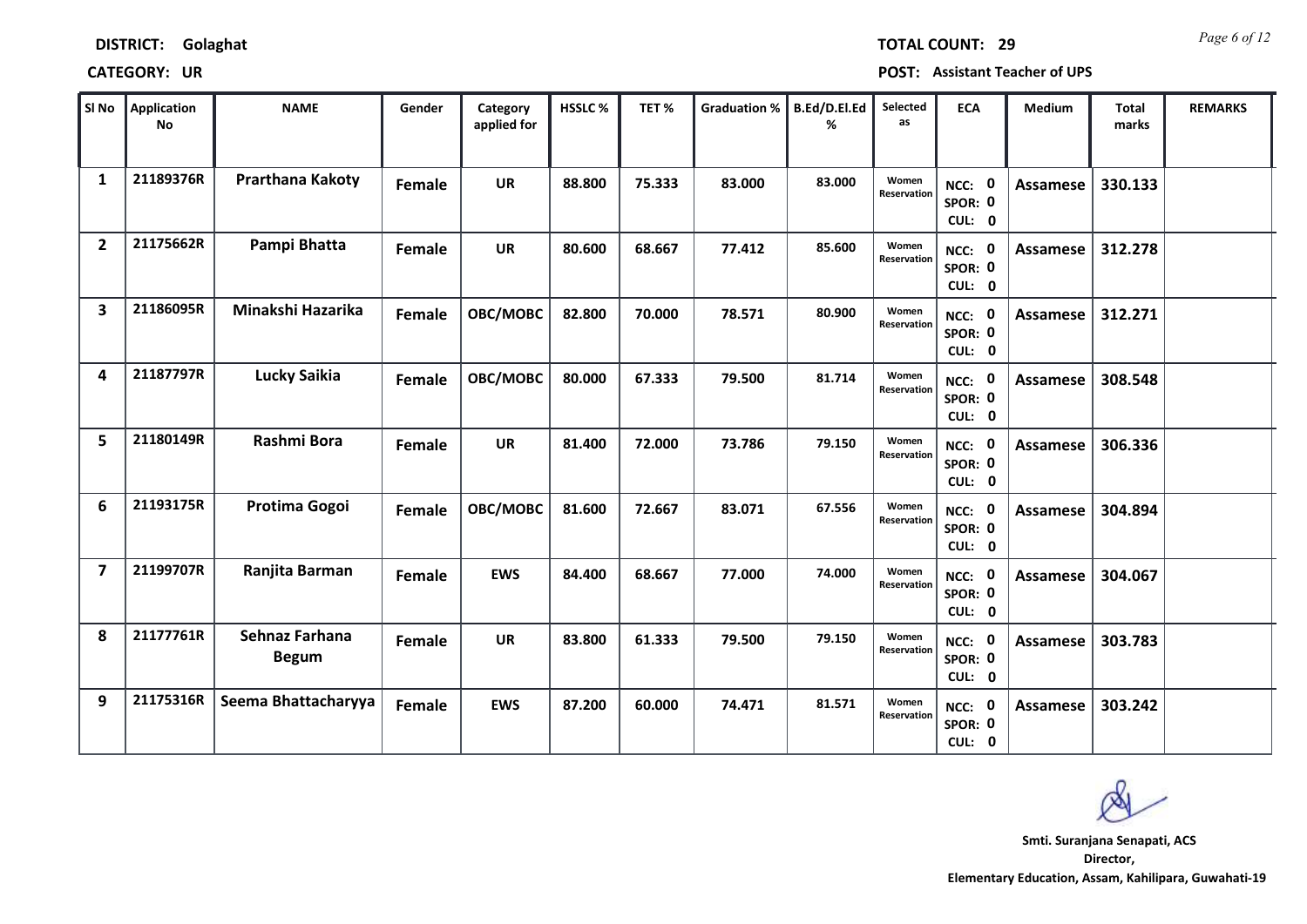**DISTRICT:** Golaghat **TOTAL COUNT:** 29

**CATEGORY:** UR **POST:** Assistant Teacher of UPS

| Sl No | Application No | NAME | Gender | Category applied for | HSSLC % | TET % | Graduation % | B.Ed/D.El.Ed % | Selected as | ECA | Medium | Total marks | REMARKS |
|---|---|---|---|---|---|---|---|---|---|---|---|---|---|
| 1 | 21189376R | Prarthana Kakoty | Female | UR | 88.800 | 75.333 | 83.000 | 83.000 | Women Reservation | NCC: 0 SPOR: 0 CUL: 0 | Assamese | 330.133 | |
| 2 | 21175662R | Pampi Bhatta | Female | UR | 80.600 | 68.667 | 77.412 | 85.600 | Women Reservation | NCC: 0 SPOR: 0 CUL: 0 | Assamese | 312.278 | |
| 3 | 21186095R | Minakshi Hazarika | Female | OBC/MOBC | 82.800 | 70.000 | 78.571 | 80.900 | Women Reservation | NCC: 0 SPOR: 0 CUL: 0 | Assamese | 312.271 | |
| 4 | 21187797R | Lucky Saikia | Female | OBC/MOBC | 80.000 | 67.333 | 79.500 | 81.714 | Women Reservation | NCC: 0 SPOR: 0 CUL: 0 | Assamese | 308.548 | |
| 5 | 21180149R | Rashmi Bora | Female | UR | 81.400 | 72.000 | 73.786 | 79.150 | Women Reservation | NCC: 0 SPOR: 0 CUL: 0 | Assamese | 306.336 | |
| 6 | 21193175R | Protima Gogoi | Female | OBC/MOBC | 81.600 | 72.667 | 83.071 | 67.556 | Women Reservation | NCC: 0 SPOR: 0 CUL: 0 | Assamese | 304.894 | |
| 7 | 21199707R | Ranjita Barman | Female | EWS | 84.400 | 68.667 | 77.000 | 74.000 | Women Reservation | NCC: 0 SPOR: 0 CUL: 0 | Assamese | 304.067 | |
| 8 | 21177761R | Sehnaz Farhana Begum | Female | UR | 83.800 | 61.333 | 79.500 | 79.150 | Women Reservation | NCC: 0 SPOR: 0 CUL: 0 | Assamese | 303.783 | |
| 9 | 21175316R | Seema Bhattacharyya | Female | EWS | 87.200 | 60.000 | 74.471 | 81.571 | Women Reservation | NCC: 0 SPOR: 0 CUL: 0 | Assamese | 303.242 | |

**Smti. Suranjana Senapati, ACS**
**Director,**
**Elementary Education, Assam, Kahilipara, Guwahati-19**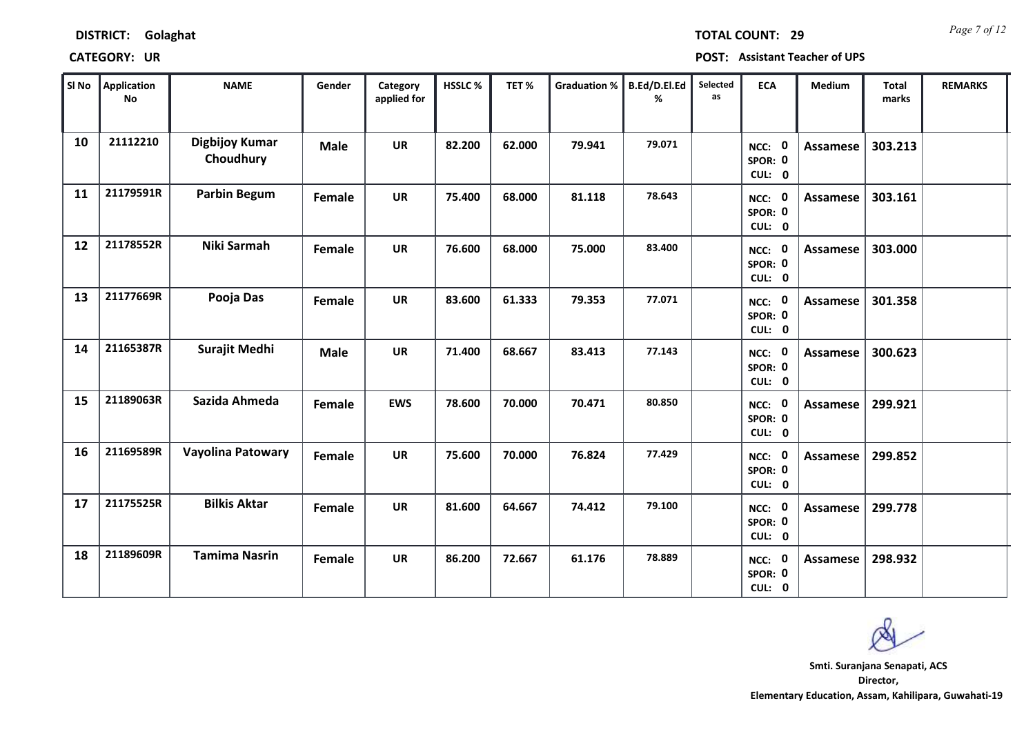**DISTRICT:** Golaghat **TOTAL COUNT:** 29

**CATEGORY:** UR **POST:** Assistant Teacher of UPS

| Sl No | Application No | NAME | Gender | Category applied for | HSSLC % | TET % | Graduation % | B.Ed/D.El.Ed % | Selected as | ECA | Medium | Total marks | REMARKS |
|---|---|---|---|---|---|---|---|---|---|---|---|---|---|
| 10 | 21112210 | Digbijoy Kumar Choudhury | Male | UR | 82.200 | 62.000 | 79.941 | 79.071 | | NCC: 0 SPOR: 0 CUL: 0 | Assamese | 303.213 | |
| 11 | 21179591R | Parbin Begum | Female | UR | 75.400 | 68.000 | 81.118 | 78.643 | | NCC: 0 SPOR: 0 CUL: 0 | Assamese | 303.161 | |
| 12 | 21178552R | Niki Sarmah | Female | UR | 76.600 | 68.000 | 75.000 | 83.400 | | NCC: 0 SPOR: 0 CUL: 0 | Assamese | 303.000 | |
| 13 | 21177669R | Pooja Das | Female | UR | 83.600 | 61.333 | 79.353 | 77.071 | | NCC: 0 SPOR: 0 CUL: 0 | Assamese | 301.358 | |
| 14 | 21165387R | Surajit Medhi | Male | UR | 71.400 | 68.667 | 83.413 | 77.143 | | NCC: 0 SPOR: 0 CUL: 0 | Assamese | 300.623 | |
| 15 | 21189063R | Sazida Ahmeda | Female | EWS | 78.600 | 70.000 | 70.471 | 80.850 | | NCC: 0 SPOR: 0 CUL: 0 | Assamese | 299.921 | |
| 16 | 21169589R | Vayolina Patowary | Female | UR | 75.600 | 70.000 | 76.824 | 77.429 | | NCC: 0 SPOR: 0 CUL: 0 | Assamese | 299.852 | |
| 17 | 21175525R | Bilkis Aktar | Female | UR | 81.600 | 64.667 | 74.412 | 79.100 | | NCC: 0 SPOR: 0 CUL: 0 | Assamese | 299.778 | |
| 18 | 21189609R | Tamima Nasrin | Female | UR | 86.200 | 72.667 | 61.176 | 78.889 | | NCC: 0 SPOR: 0 CUL: 0 | Assamese | 298.932 | |

Smti. Suranjana Senapati, ACS
Director,
Elementary Education, Assam, Kahilipara, Guwahati-19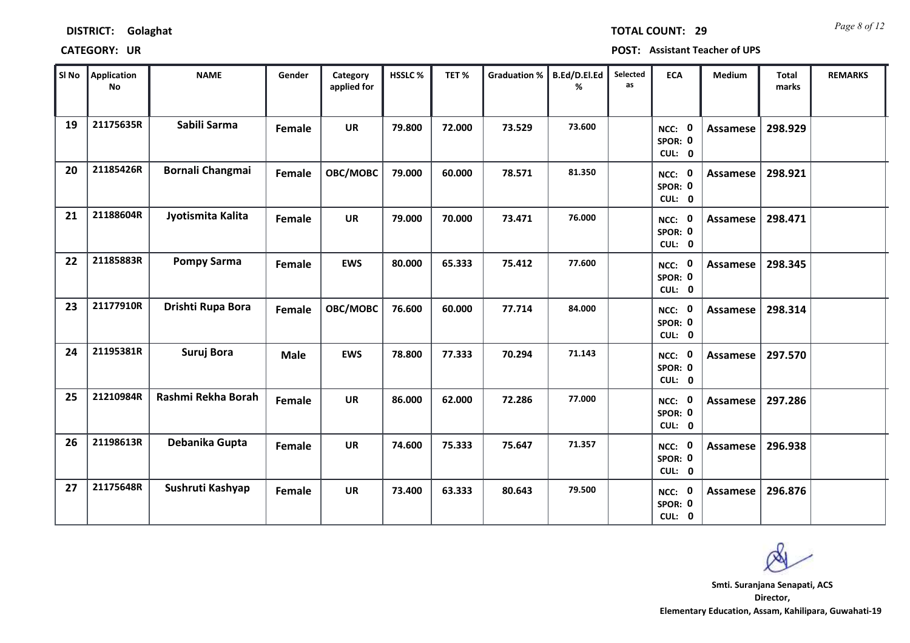**DISTRICT: Golaghat**

**TOTAL COUNT: 29**

**CATEGORY: UR**

**POST: Assistant Teacher of UPS**

| Sl No | Application No | NAME | Gender | Category applied for | HSSLC % | TET % | Graduation % | B.Ed/D.El.Ed % | Selected as | ECA | Medium | Total marks | REMARKS |
|---|---|---|---|---|---|---|---|---|---|---|---|---|---|
| 19 | 21175635R | Sabili Sarma | Female | UR | 79.800 | 72.000 | 73.529 | 73.600 | | NCC: 0 SPOR: 0 CUL: 0 | Assamese | 298.929 | |
| 20 | 21185426R | Bornali Changmai | Female | OBC/MOBC | 79.000 | 60.000 | 78.571 | 81.350 | | NCC: 0 SPOR: 0 CUL: 0 | Assamese | 298.921 | |
| 21 | 21188604R | Jyotismita Kalita | Female | UR | 79.000 | 70.000 | 73.471 | 76.000 | | NCC: 0 SPOR: 0 CUL: 0 | Assamese | 298.471 | |
| 22 | 21185883R | Pompy Sarma | Female | EWS | 80.000 | 65.333 | 75.412 | 77.600 | | NCC: 0 SPOR: 0 CUL: 0 | Assamese | 298.345 | |
| 23 | 21177910R | Drishti Rupa Bora | Female | OBC/MOBC | 76.600 | 60.000 | 77.714 | 84.000 | | NCC: 0 SPOR: 0 CUL: 0 | Assamese | 298.314 | |
| 24 | 21195381R | Suruj Bora | Male | EWS | 78.800 | 77.333 | 70.294 | 71.143 | | NCC: 0 SPOR: 0 CUL: 0 | Assamese | 297.570 | |
| 25 | 21210984R | Rashmi Rekha Borah | Female | UR | 86.000 | 62.000 | 72.286 | 77.000 | | NCC: 0 SPOR: 0 CUL: 0 | Assamese | 297.286 | |
| 26 | 21198613R | Debanika Gupta | Female | UR | 74.600 | 75.333 | 75.647 | 71.357 | | NCC: 0 SPOR: 0 CUL: 0 | Assamese | 296.938 | |
| 27 | 21175648R | Sushruti Kashyap | Female | UR | 73.400 | 63.333 | 80.643 | 79.500 | | NCC: 0 SPOR: 0 CUL: 0 | Assamese | 296.876 | |

**Smt. Suranjana Senapati, ACS**
**Director,**
**Elementary Education, Assam, Kahilipara, Guwahati-19**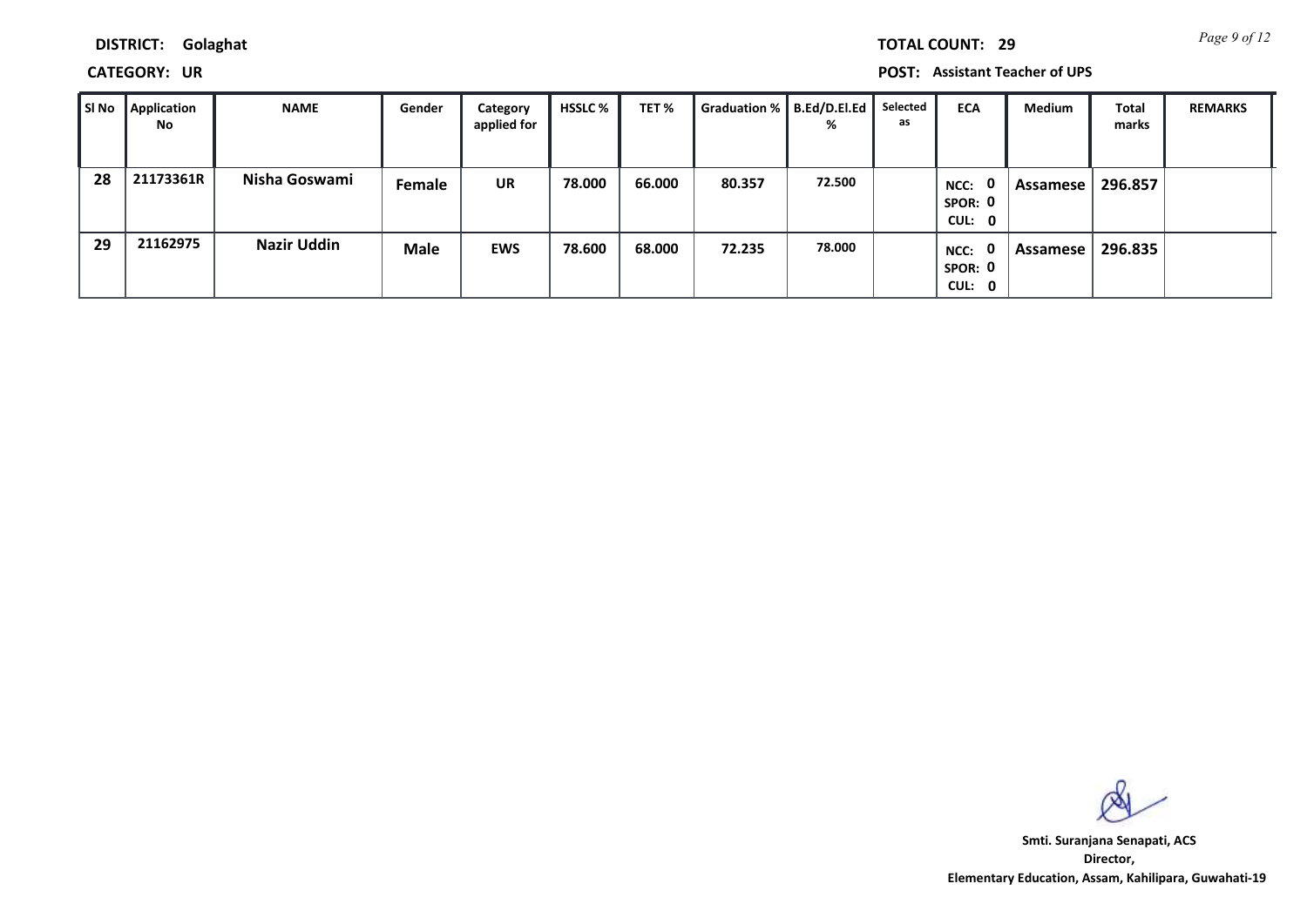**DISTRICT:** Golaghat **TOTAL COUNT:** 29

**CATEGORY:** UR **POST:** Assistant Teacher of UPS

| Sl No | Application No | NAME | Gender | Category applied for | HSSLC % | TET % | Graduation % | B.Ed/D.El.Ed % | Selected as | ECA | Medium | Total marks | REMARKS |
|---|---|---|---|---|---|---|---|---|---|---|---|---|---|
| 28 | 21173361R | Nisha Goswami | Female | UR | 78.000 | 66.000 | 80.357 | 72.500 | | NCC: 0 SPOR: 0 CUL: 0 | Assamese | 296.857 | |
| 29 | 21162975 | Nazir Uddin | Male | EWS | 78.600 | 68.000 | 72.235 | 78.000 | | NCC: 0 SPOR: 0 CUL: 0 | Assamese | 296.835 | |

**Smti. Suranjana Senapati, ACS**
**Director,**
**Elementary Education, Assam, Kahilipara, Guwahati-19**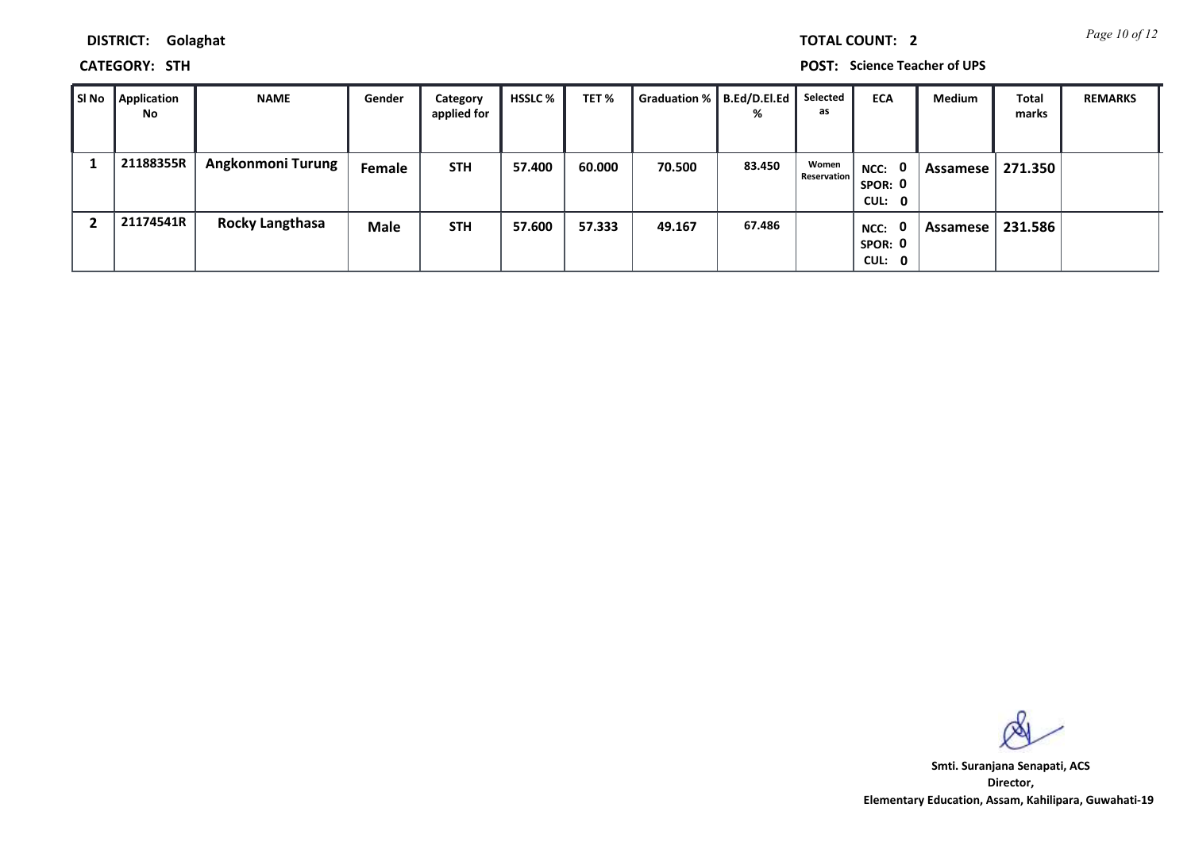**DISTRICT: Golaghat**

**TOTAL COUNT: 2**

**CATEGORY: STH**

**POST: Science Teacher of UPS**

| Sl No | Application No | NAME | Gender | Category applied for | HSSLC % | TET % | Graduation % | B.Ed/D.El.Ed % | Selected as | ECA | Medium | Total marks | REMARKS |
|---|---|---|---|---|---|---|---|---|---|---|---|---|---|
| 1 | 21188355R | Angkonmoni Turung | Female | STH | 57.400 | 60.000 | 70.500 | 83.450 | Women Reservation | NCC: 0 SPOR: 0 CUL: 0 | Assamese | 271.350 | |
| 2 | 21174541R | Rocky Langthasa | Male | STH | 57.600 | 57.333 | 49.167 | 67.486 | | NCC: 0 SPOR: 0 CUL: 0 | Assamese | 231.586 | |

**Smti. Suranjana Senapati, ACS**
**Director,**
**Elementary Education, Assam, Kahilipara, Guwahati-19**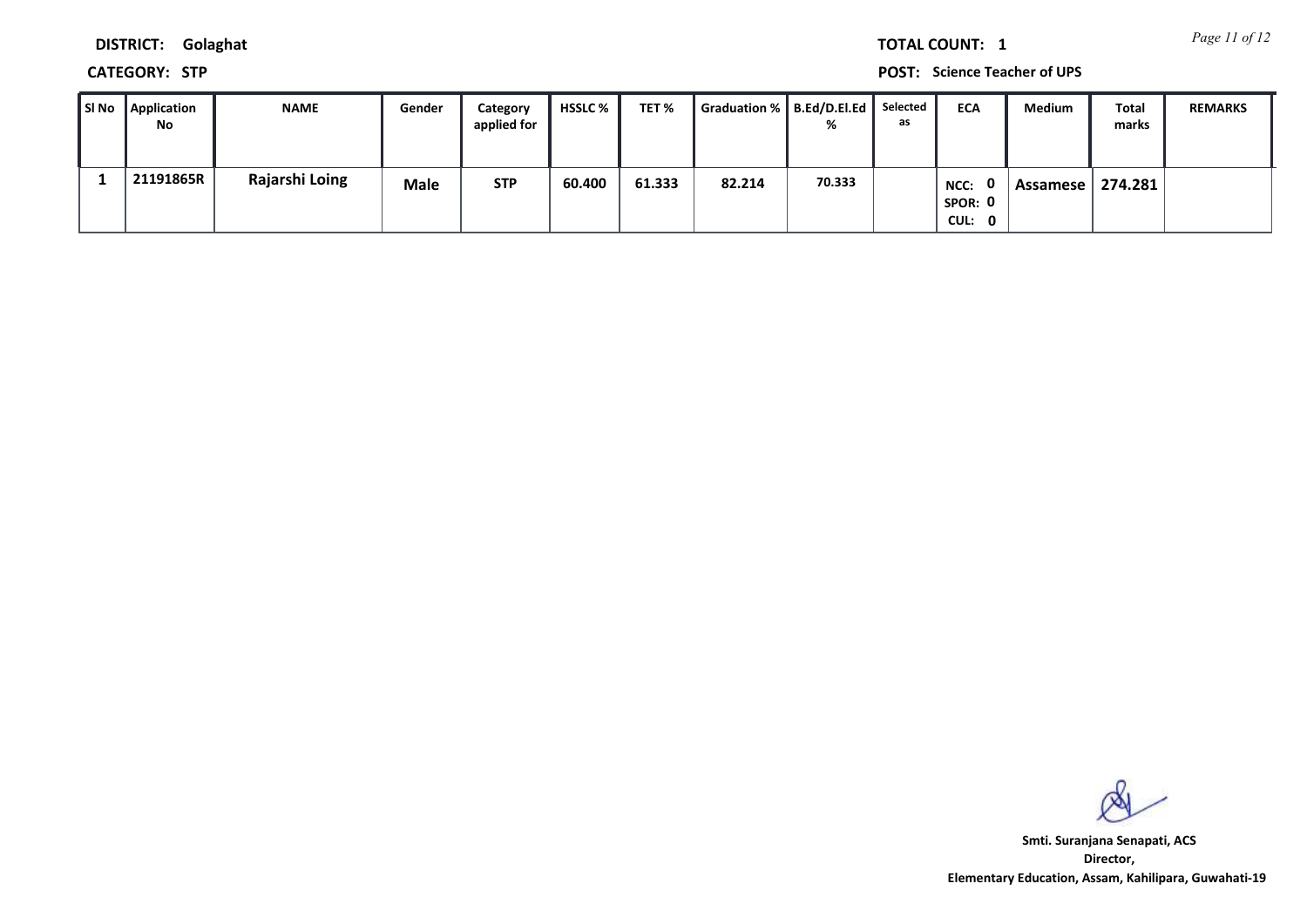**DISTRICT:** Golaghat

**TOTAL COUNT:** 1

**CATEGORY:** STP

**POST:** Science Teacher of UPS

| Sl No | Application No | NAME | Gender | Category applied for | HSSLC % | TET % | Graduation % | B.Ed/D.El.Ed % | Selected as | ECA | Medium | Total marks | REMARKS |
|---|---|---|---|---|---|---|---|---|---|---|---|---|---|
| 1 | 21191865R | Rajarshi Loing | Male | STP | 60.400 | 61.333 | 82.214 | 70.333 | | NCC: 0 SPOR: 0 CUL: 0 | Assamese | 274.281 | |

Smti. Suranjana Senapati, ACS
Director,
Elementary Education, Assam, Kahilipara, Guwahati-19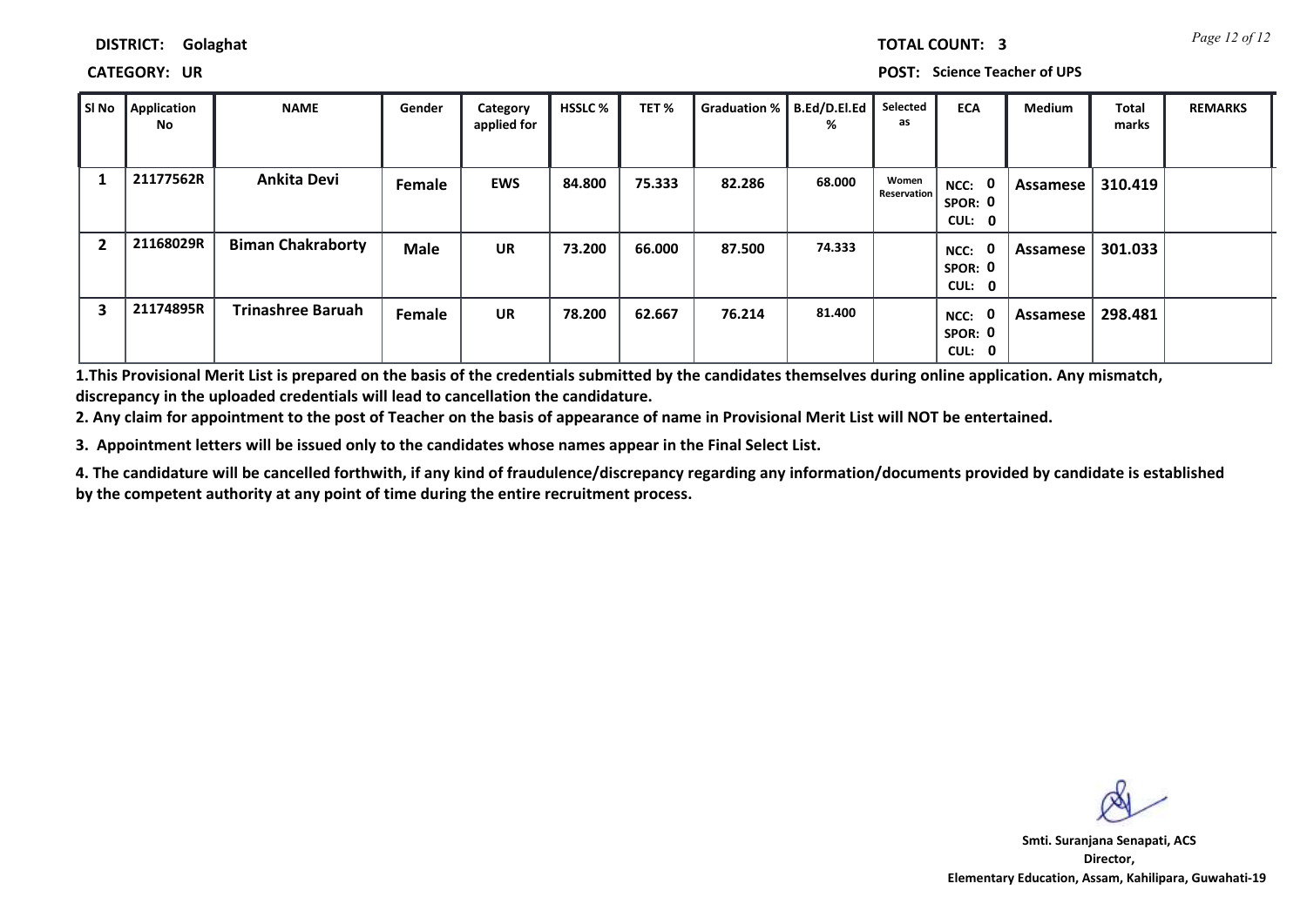**DISTRICT:** Golaghat

**TOTAL COUNT:** 3

**CATEGORY:** UR

**POST:** Science Teacher of UPS

| Sl No | Application No | NAME | Gender | Category applied for | HSSLC % | TET % | Graduation % | B.Ed/D.El.Ed % | Selected as | ECA | Medium | Total marks | REMARKS |
|---|---|---|---|---|---|---|---|---|---|---|---|---|---|
| 1 | 21177562R | Ankita Devi | Female | EWS | 84.800 | 75.333 | 82.286 | 68.000 | Women Reservation | NCC: 0 SPOR: 0 CUL: 0 | Assamese | 310.419 | |
| 2 | 21168029R | Biman Chakraborty | Male | UR | 73.200 | 66.000 | 87.500 | 74.333 | | NCC: 0 SPOR: 0 CUL: 0 | Assamese | 301.033 | |
| 3 | 21174895R | Trinashree Baruah | Female | UR | 78.200 | 62.667 | 76.214 | 81.400 | | NCC: 0 SPOR: 0 CUL: 0 | Assamese | 298.481 | |

**1.This Provisional Merit List is prepared on the basis of the credentials submitted by the candidates themselves during online application. Any mismatch, discrepancy in the uploaded credentials will lead to cancellation the candidature.**

**2. Any claim for appointment to the post of Teacher on the basis of appearance of name in Provisional Merit List will NOT be entertained.**

**3. Appointment letters will be issued only to the candidates whose names appear in the Final Select List.**

**4. The candidature will be cancelled forthwith, if any kind of fraudulence/discrepancy regarding any information/documents provided by candidate is established by the competent authority at any point of time during the entire recruitment process.**

**Smti. Suranjana Senapati, ACS**
**Director,**
**Elementary Education, Assam, Kahilipara, Guwahati-19**